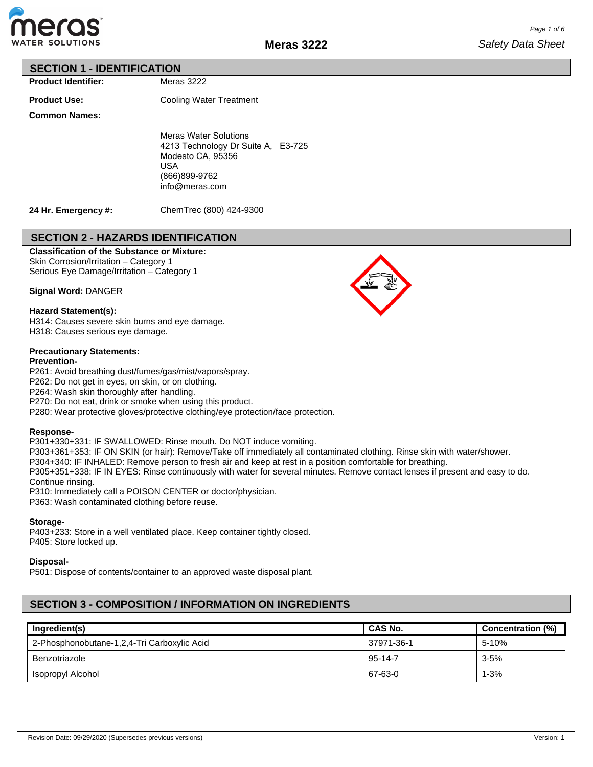## SECTION 1 - IDENTIFICATION

**Product Identifier:** Meras 3222

**Product Use:** Cooling Water Treatment

**Common Names:**

Meras Water Solutions
4213 Technology Dr Suite A, E3-725
Modesto CA, 95356
USA
(866)899-9762
info@meras.com

**24 Hr. Emergency #:** ChemTrec (800) 424-9300

## SECTION 2 - HAZARDS IDENTIFICATION

**Classification of the Substance or Mixture:**
Skin Corrosion/Irritation – Category 1
Serious Eye Damage/Irritation – Category 1

**Signal Word:** DANGER

**Hazard Statement(s):**
H314: Causes severe skin burns and eye damage.
H318: Causes serious eye damage.

**Precautionary Statements:**

**Prevention-**
P261: Avoid breathing dust/fumes/gas/mist/vapors/spray.
P262: Do not get in eyes, on skin, or on clothing.
P264: Wash skin thoroughly after handling.
P270: Do not eat, drink or smoke when using this product.
P280: Wear protective gloves/protective clothing/eye protection/face protection.

**Response-**
P301+330+331: IF SWALLOWED: Rinse mouth. Do NOT induce vomiting.
P303+361+353: IF ON SKIN (or hair): Remove/Take off immediately all contaminated clothing. Rinse skin with water/shower.
P304+340: IF INHALED: Remove person to fresh air and keep at rest in a position comfortable for breathing.
P305+351+338: IF IN EYES: Rinse continuously with water for several minutes. Remove contact lenses if present and easy to do. Continue rinsing.
P310: Immediately call a POISON CENTER or doctor/physician.
P363: Wash contaminated clothing before reuse.

**Storage-**
P403+233: Store in a well ventilated place. Keep container tightly closed.
P405: Store locked up.

**Disposal-**
P501: Dispose of contents/container to an approved waste disposal plant.

## SECTION 3 - COMPOSITION / INFORMATION ON INGREDIENTS

| Ingredient(s) | CAS No. | Concentration (%) |
|---|---|---|
| 2-Phosphonobutane-1,2,4-Tri Carboxylic Acid | 37971-36-1 | 5-10% |
| Benzotriazole | 95-14-7 | 3-5% |
| Isopropyl Alcohol | 67-63-0 | 1-3% |

Revision Date: 09/29/2020 (Supersedes previous versions) Version: 1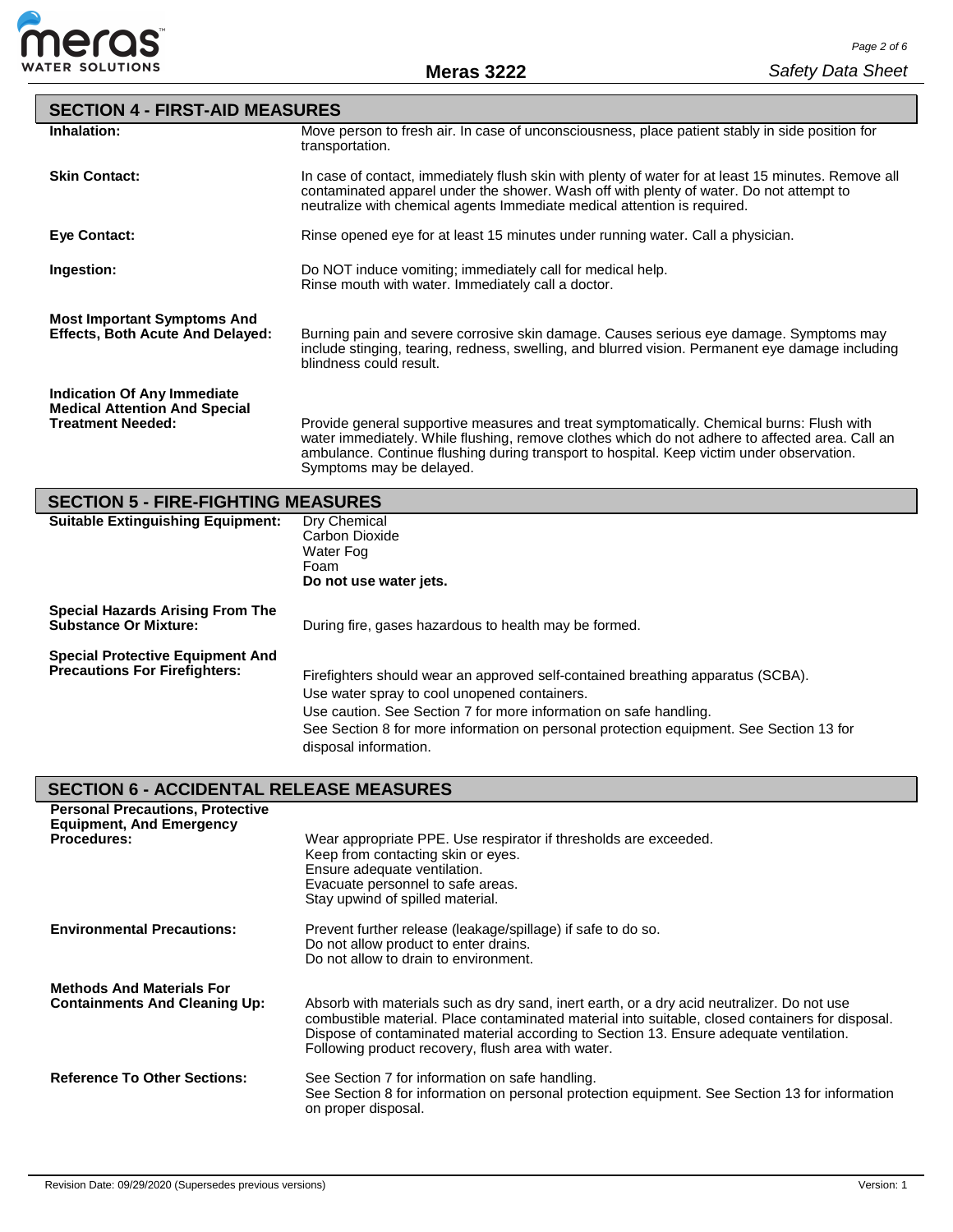## SECTION 4 - FIRST-AID MEASURES

**Inhalation:** Move person to fresh air. In case of unconsciousness, place patient stably in side position for transportation.

**Skin Contact:** In case of contact, immediately flush skin with plenty of water for at least 15 minutes. Remove all contaminated apparel under the shower. Wash off with plenty of water. Do not attempt to neutralize with chemical agents Immediate medical attention is required.

**Eye Contact:** Rinse opened eye for at least 15 minutes under running water. Call a physician.

**Ingestion:** Do NOT induce vomiting; immediately call for medical help.
Rinse mouth with water. Immediately call a doctor.

**Most Important Symptoms And Effects, Both Acute And Delayed:** Burning pain and severe corrosive skin damage. Causes serious eye damage. Symptoms may include stinging, tearing, redness, swelling, and blurred vision. Permanent eye damage including blindness could result.

**Indication Of Any Immediate Medical Attention And Special Treatment Needed:** Provide general supportive measures and treat symptomatically. Chemical burns: Flush with water immediately. While flushing, remove clothes which do not adhere to affected area. Call an ambulance. Continue flushing during transport to hospital. Keep victim under observation. Symptoms may be delayed.

## SECTION 5 - FIRE-FIGHTING MEASURES

**Suitable Extinguishing Equipment:**
Dry Chemical
Carbon Dioxide
Water Fog
Foam
**Do not use water jets.**

**Special Hazards Arising From The Substance Or Mixture:** During fire, gases hazardous to health may be formed.

**Special Protective Equipment And Precautions For Firefighters:**
Firefighters should wear an approved self-contained breathing apparatus (SCBA).
Use water spray to cool unopened containers.
Use caution. See Section 7 for more information on safe handling.
See Section 8 for more information on personal protection equipment. See Section 13 for disposal information.

## SECTION 6 - ACCIDENTAL RELEASE MEASURES

**Personal Precautions, Protective Equipment, And Emergency Procedures:**
Wear appropriate PPE. Use respirator if thresholds are exceeded.
Keep from contacting skin or eyes.
Ensure adequate ventilation.
Evacuate personnel to safe areas.
Stay upwind of spilled material.

**Environmental Precautions:**
Prevent further release (leakage/spillage) if safe to do so.
Do not allow product to enter drains.
Do not allow to drain to environment.

**Methods And Materials For Containments And Cleaning Up:** Absorb with materials such as dry sand, inert earth, or a dry acid neutralizer. Do not use combustible material. Place contaminated material into suitable, closed containers for disposal. Dispose of contaminated material according to Section 13. Ensure adequate ventilation. Following product recovery, flush area with water.

**Reference To Other Sections:**
See Section 7 for information on safe handling.
See Section 8 for information on personal protection equipment. See Section 13 for information on proper disposal.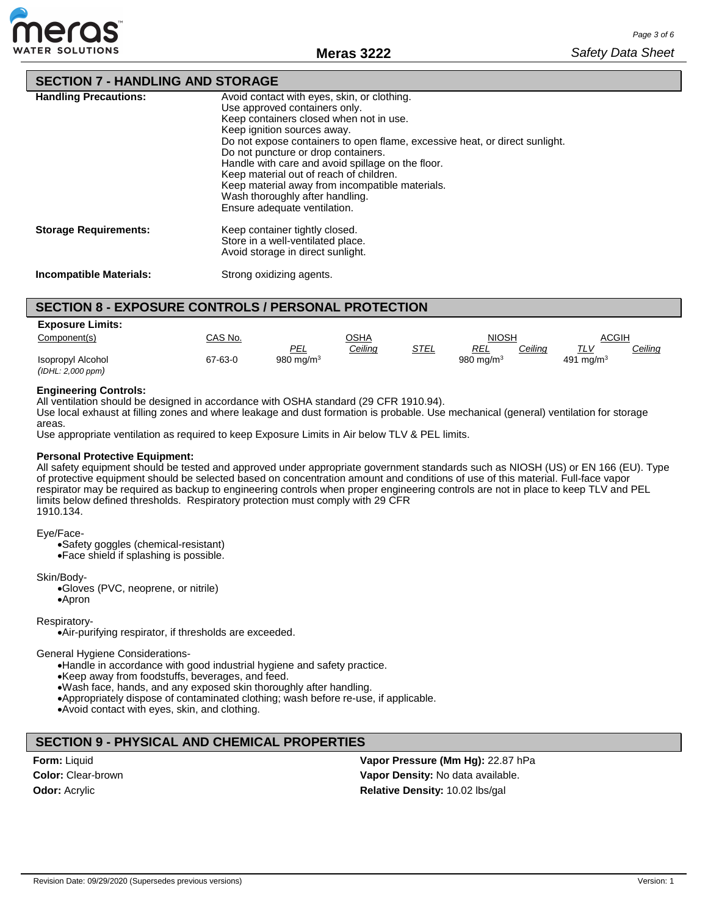## SECTION 7 - HANDLING AND STORAGE

**Handling Precautions:**

Avoid contact with eyes, skin, or clothing.
Use approved containers only.
Keep containers closed when not in use.
Keep ignition sources away.
Do not expose containers to open flame, excessive heat, or direct sunlight.
Do not puncture or drop containers.
Handle with care and avoid spillage on the floor.
Keep material out of reach of children.
Keep material away from incompatible materials.
Wash thoroughly after handling.
Ensure adequate ventilation.

**Storage Requirements:**

Keep container tightly closed.
Store in a well-ventilated place.
Avoid storage in direct sunlight.

**Incompatible Materials:**

Strong oxidizing agents.

## SECTION 8 - EXPOSURE CONTROLS / PERSONAL PROTECTION

**Exposure Limits:**

| Component(s) | CAS No. | OSHA | | | NIOSH | | ACGIH | |
|---|---|---|---|---|---|---|---|---|
| | | PEL | Ceiling | STEL | REL | Ceiling | TLV | Ceiling |
| Isopropyl Alcohol *(IDHL: 2,000 ppm)* | 67-63-0 | 980 mg/m$^3$ | | | 980 mg/m$^3$ | | 491 mg/m$^3$ | |

**Engineering Controls:**

All ventilation should be designed in accordance with OSHA standard (29 CFR 1910.94).
Use local exhaust at filling zones and where leakage and dust formation is probable. Use mechanical (general) ventilation for storage areas.
Use appropriate ventilation as required to keep Exposure Limits in Air below TLV & PEL limits.

**Personal Protective Equipment:**

All safety equipment should be tested and approved under appropriate government standards such as NIOSH (US) or EN 166 (EU). Type of protective equipment should be selected based on concentration amount and conditions of use of this material. Full-face vapor respirator may be required as backup to engineering controls when proper engineering controls are not in place to keep TLV and PEL limits below defined thresholds. Respiratory protection must comply with 29 CFR 1910.134.

Eye/Face-
- Safety goggles (chemical-resistant)
- Face shield if splashing is possible.

Skin/Body-
- Gloves (PVC, neoprene, or nitrile)
- Apron

Respiratory-
- Air-purifying respirator, if thresholds are exceeded.

General Hygiene Considerations-
- Handle in accordance with good industrial hygiene and safety practice.
- Keep away from foodstuffs, beverages, and feed.
- Wash face, hands, and any exposed skin thoroughly after handling.
- Appropriately dispose of contaminated clothing; wash before re-use, if applicable.
- Avoid contact with eyes, skin, and clothing.

## SECTION 9 - PHYSICAL AND CHEMICAL PROPERTIES

**Form:** Liquid
**Color:** Clear-brown
**Odor:** Acrylic
**Vapor Pressure (Mm Hg):** 22.87 hPa
**Vapor Density:** No data available.
**Relative Density:** 10.02 lbs/gal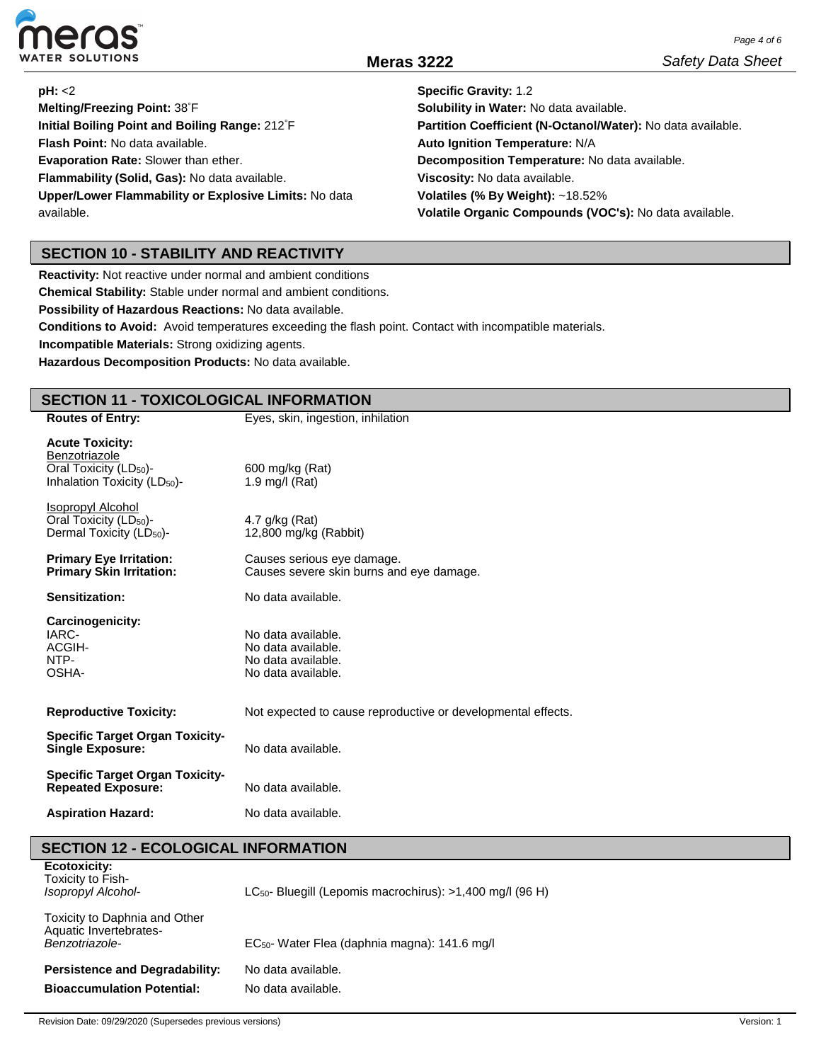**pH:** <2

**Melting/Freezing Point:** 38˚F

**Initial Boiling Point and Boiling Range:** 212˚F

**Flash Point:** No data available.

**Evaporation Rate:** Slower than ether.

**Flammability (Solid, Gas):** No data available.

**Upper/Lower Flammability or Explosive Limits:** No data available.

**Specific Gravity:** 1.2

**Solubility in Water:** No data available.

**Partition Coefficient (N-Octanol/Water):** No data available.

**Auto Ignition Temperature:** N/A

**Decomposition Temperature:** No data available.

**Viscosity:** No data available.

**Volatiles (% By Weight):** ~18.52%

**Volatile Organic Compounds (VOC's):** No data available.

## SECTION 10 - STABILITY AND REACTIVITY

**Reactivity:** Not reactive under normal and ambient conditions

**Chemical Stability:** Stable under normal and ambient conditions.

**Possibility of Hazardous Reactions:** No data available.

**Conditions to Avoid:** Avoid temperatures exceeding the flash point. Contact with incompatible materials.

**Incompatible Materials:** Strong oxidizing agents.

**Hazardous Decomposition Products:** No data available.

## SECTION 11 - TOXICOLOGICAL INFORMATION

| | |
|---|---|
| **Routes of Entry:** | Eyes, skin, ingestion, inhilation |
| **Acute Toxicity:** | |
| Benzotriazole | |
| Oral Toxicity ($LD_{50}$)- | 600 mg/kg (Rat) |
| Inhalation Toxicity ($LD_{50}$)- | 1.9 mg/l (Rat) |
| Isopropyl Alcohol | |
| Oral Toxicity ($LD_{50}$)- | 4.7 g/kg (Rat) |
| Dermal Toxicity ($LD_{50}$)- | 12,800 mg/kg (Rabbit) |
| **Primary Eye Irritation:** | Causes serious eye damage. |
| **Primary Skin Irritation:** | Causes severe skin burns and eye damage. |
| **Sensitization:** | No data available. |
| **Carcinogenicity:** | |
| IARC- | No data available. |
| ACGIH- | No data available. |
| NTP- | No data available. |
| OSHA- | No data available. |
| **Reproductive Toxicity:** | Not expected to cause reproductive or developmental effects. |
| **Specific Target Organ Toxicity-Single Exposure:** | No data available. |
| **Specific Target Organ Toxicity-Repeated Exposure:** | No data available. |
| **Aspiration Hazard:** | No data available. |

## SECTION 12 - ECOLOGICAL INFORMATION

| | |
|---|---|
| **Ecotoxicity:** | |
| Toxicity to Fish- | |
| *Isopropyl Alcohol-* | $LC_{50}$- Bluegill (Lepomis macrochirus): >1,400 mg/l (96 H) |
| Toxicity to Daphnia and Other Aquatic Invertebrates- | |
| *Benzotriazole-* | $EC_{50}$- Water Flea (daphnia magna): 141.6 mg/l |
| **Persistence and Degradability:** | No data available. |
| **Bioaccumulation Potential:** | No data available. |

Revision Date: 09/29/2020 (Supersedes previous versions) Version: 1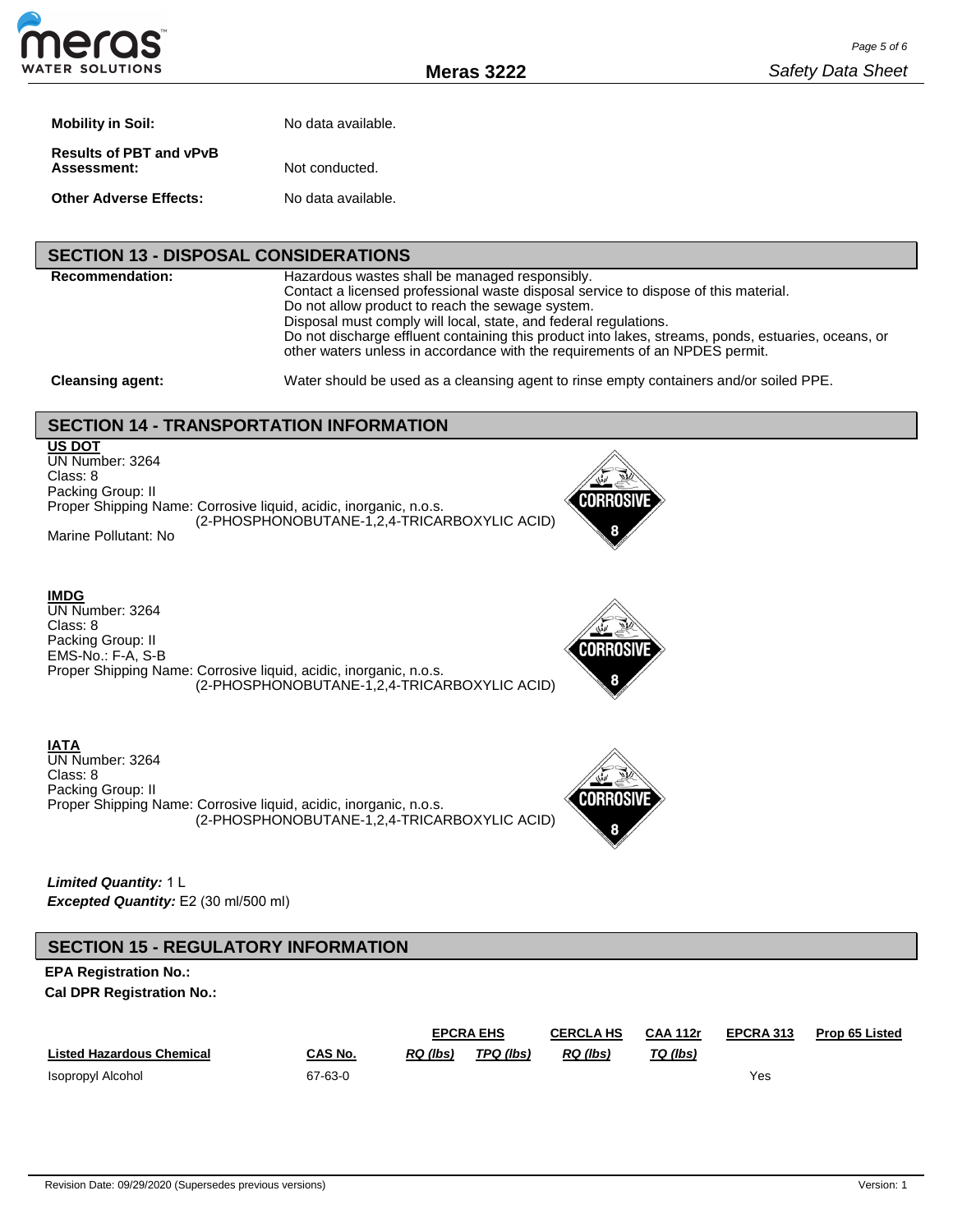**Mobility in Soil:** No data available.

**Results of PBT and vPvB Assessment:** Not conducted.

**Other Adverse Effects:** No data available.

## SECTION 13 - DISPOSAL CONSIDERATIONS

**Recommendation:**
Hazardous wastes shall be managed responsibly.
Contact a licensed professional waste disposal service to dispose of this material.
Do not allow product to reach the sewage system.
Disposal must comply will local, state, and federal regulations.
Do not discharge effluent containing this product into lakes, streams, ponds, estuaries, oceans, or other waters unless in accordance with the requirements of an NPDES permit.

**Cleansing agent:** Water should be used as a cleansing agent to rinse empty containers and/or soiled PPE.

## SECTION 14 - TRANSPORTATION INFORMATION

**US DOT**
UN Number: 3264
Class: 8
Packing Group: II
Proper Shipping Name: Corrosive liquid, acidic, inorganic, n.o.s. (2-PHOSPHONOBUTANE-1,2,4-TRICARBOXYLIC ACID)
Marine Pollutant: No

**IMDG**
UN Number: 3264
Class: 8
Packing Group: II
EMS-No.: F-A, S-B
Proper Shipping Name: Corrosive liquid, acidic, inorganic, n.o.s. (2-PHOSPHONOBUTANE-1,2,4-TRICARBOXYLIC ACID)

**IATA**
UN Number: 3264
Class: 8
Packing Group: II
Proper Shipping Name: Corrosive liquid, acidic, inorganic, n.o.s. (2-PHOSPHONOBUTANE-1,2,4-TRICARBOXYLIC ACID)

***Limited Quantity:*** 1 L
***Excepted Quantity:*** E2 (30 ml/500 ml)

## SECTION 15 - REGULATORY INFORMATION

**EPA Registration No.:**
**Cal DPR Registration No.:**

| | | EPCRA EHS | | CERCLA HS | CAA 112r | EPCRA 313 | Prop 65 Listed |
|---|---|---|---|---|---|---|---|
| **Listed Hazardous Chemical** | **CAS No.** | *RQ (lbs)* | *TPQ (lbs)* | *RQ (lbs)* | *TQ (lbs)* | | |
| Isopropyl Alcohol | 67-63-0 | | | | | Yes | |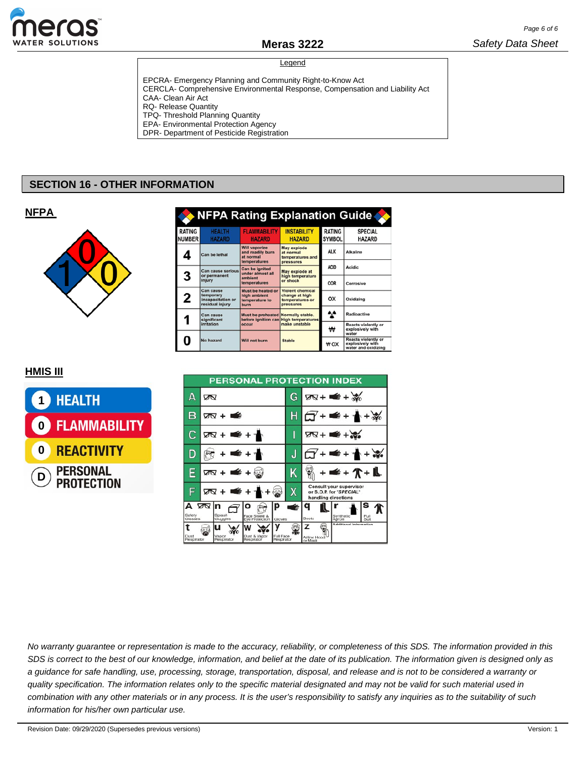Legend

EPCRA- Emergency Planning and Community Right-to-Know Act
CERCLA- Comprehensive Environmental Response, Compensation and Liability Act
CAA- Clean Air Act
RQ- Release Quantity
TPQ- Threshold Planning Quantity
EPA- Environmental Protection Agency
DPR- Department of Pesticide Registration

## SECTION 16 - OTHER INFORMATION

**NFPA**

Health: 1
Flammability: 0
Instability: 0

**NFPA Rating Explanation Guide**

| RATING NUMBER | HEALTH HAZARD | FLAMMABILITY HAZARD | INSTABILITY HAZARD | RATING SYMBOL | SPECIAL HAZARD |
|---|---|---|---|---|---|
| 4 | Can be lethal | Will vaporize and readily burn at normal temperatures | May explode at normal temperatures and pressures | ALK | Alkaline |
| | | | | ACID | Acidic |
| 3 | Can cause serious or permanent injury | Can be ignited under almost all ambient temperatures | May explode at high temperature or shock | COR | Corrosive |
| | | | | OX | Oxidizing |
| 2 | Can cause temporary incapacitation or residual injury | Must be heated or high ambient temperature to burn | Violent chemical change at high temperatures or pressures | | Radioactive |
| 1 | Can cause significant irritation | Must be preheated before ignition can occur | Normally stable. High temperatures make unstable | W | Reacts violently or explosively with water |
| 0 | No hazard | Will not burn | Stable | W OX | Reacts violently or explosively with water and oxidizing |

**HMIS III**

| | |
|---|---|
| 1 | HEALTH |
| 0 | FLAMMABILITY |
| 0 | REACTIVITY |
| D | PERSONAL PROTECTION |

**PERSONAL PROTECTION INDEX**

| | | | |
|---|---|---|---|
| A | Safety Glasses | G | Safety Glasses + Gloves + Vapor Respirator |
| B | Safety Glasses + Gloves | H | Splash Goggles + Gloves + Synthetic Apron + Vapor Respirator |
| C | Safety Glasses + Gloves + Synthetic Apron | I | Safety Glasses + Gloves + Dust & Vapor Respirator |
| D | Face Shield + Gloves + Synthetic Apron | J | Splash Goggles + Gloves + Synthetic Apron + Dust & Vapor Respirator |
| E | Safety Glasses + Gloves + Dust Respirator | K | Airline Hood or Mask + Gloves + Full Suit + Boots |
| F | Safety Glasses + Gloves + Synthetic Apron + Dust Respirator | X | Consult your supervisor or S.O.P. for "SPECIAL" handling directions |

| | | | | | | | |
|---|---|---|---|---|---|---|---|
| a - Safety Glasses | n - Splash Goggles | o - Face Shield & Eye Protection | p - Gloves | q - Boots | r - Synthetic Apron | s - Full Suit | |
| t - Dust Respirator | u - Vapor Respirator | w - Dust & Vapor Respirator | y - Full Face Respirator | z - Airline Hood or Mask | Additional Information | | |

*No warranty guarantee or representation is made to the accuracy, reliability, or completeness of this SDS. The information provided in this SDS is correct to the best of our knowledge, information, and belief at the date of its publication. The information given is designed only as a guidance for safe handling, use, processing, storage, transportation, disposal, and release and is not to be considered a warranty or quality specification. The information relates only to the specific material designated and may not be valid for such material used in combination with any other materials or in any process. It is the user's responsibility to satisfy any inquiries as to the suitability of such information for his/her own particular use.*

Revision Date: 09/29/2020 (Supersedes previous versions) Version: 1